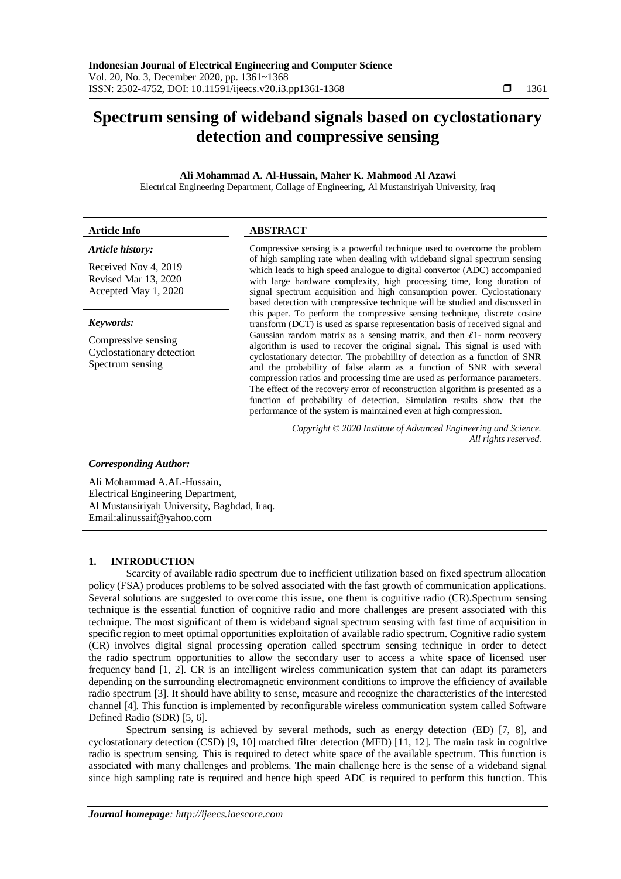# Spectrum sensing of wideband signals based on cyclostationary detection and compressive sensing

**Ali Mohammad A. Al-Hussain, Maher K. Mahmood Al Azawi**

Electrical Engineering Department, Collage of Engineering, Al Mustansiriyah University, Iraq

| **Article Info** | **ABSTRACT** |
|---|---|
| ***Article history:*** <br> Received Nov 4, 2019 <br> Revised Mar 13, 2020 <br> Accepted May 1, 2020 <br><br> ***Keywords:*** <br> Compressive sensing <br> Cyclostationary detection <br> Spectrum sensing | Compressive sensing is a powerful technique used to overcome the problem of high sampling rate when dealing with wideband signal spectrum sensing which leads to high speed analogue to digital convertor (ADC) accompanied with large hardware complexity, high processing time, long duration of signal spectrum acquisition and high consumption power. Cyclostationary based detection with compressive technique will be studied and discussed in this paper. To perform the compressive sensing technique, discrete cosine transform (DCT) is used as sparse representation basis of received signal and Gaussian random matrix as a sensing matrix, and then $\ell$1- norm recovery algorithm is used to recover the original signal. This signal is used with cyclostationary detector. The probability of detection as a function of SNR and the probability of false alarm as a function of SNR with several compression ratios and processing time are used as performance parameters. The effect of the recovery error of reconstruction algorithm is presented as a function of probability of detection. Simulation results show that the performance of the system is maintained even at high compression. <br><br> *Copyright © 2020 Institute of Advanced Engineering and Science. All rights reserved.* |

***Corresponding Author:***

Ali Mohammad A.AL-Hussain,
Electrical Engineering Department,
Al Mustansiriyah University, Baghdad, Iraq.
Email:alinussaif@yahoo.com

## 1. INTRODUCTION

Scarcity of available radio spectrum due to inefficient utilization based on fixed spectrum allocation policy (FSA) produces problems to be solved associated with the fast growth of communication applications. Several solutions are suggested to overcome this issue, one them is cognitive radio (CR).Spectrum sensing technique is the essential function of cognitive radio and more challenges are present associated with this technique. The most significant of them is wideband signal spectrum sensing with fast time of acquisition in specific region to meet optimal opportunities exploitation of available radio spectrum. Cognitive radio system (CR) involves digital signal processing operation called spectrum sensing technique in order to detect the radio spectrum opportunities to allow the secondary user to access a white space of licensed user frequency band [1, 2]. CR is an intelligent wireless communication system that can adapt its parameters depending on the surrounding electromagnetic environment conditions to improve the efficiency of available radio spectrum [3]. It should have ability to sense, measure and recognize the characteristics of the interested channel [4]. This function is implemented by reconfigurable wireless communication system called Software Defined Radio (SDR) [5, 6].

Spectrum sensing is achieved by several methods, such as energy detection (ED) [7, 8], and cyclostationary detection (CSD) [9, 10] matched filter detection (MFD) [11, 12]. The main task in cognitive radio is spectrum sensing. This is required to detect white space of the available spectrum. This function is associated with many challenges and problems. The main challenge here is the sense of a wideband signal since high sampling rate is required and hence high speed ADC is required to perform this function. This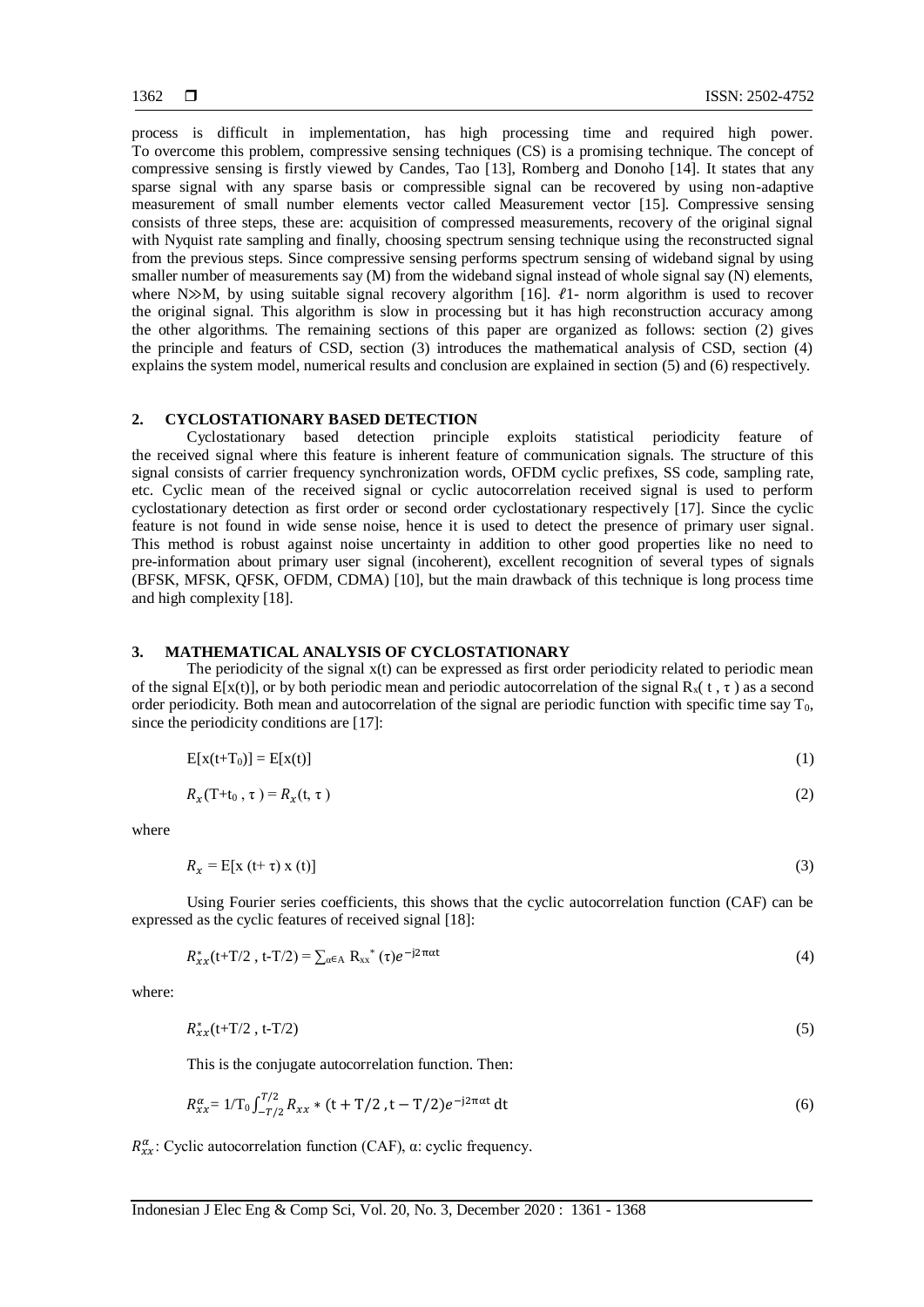process is difficult in implementation, has high processing time and required high power. To overcome this problem, compressive sensing techniques (CS) is a promising technique. The concept of compressive sensing is firstly viewed by Candes, Tao [13], Romberg and Donoho [14]. It states that any sparse signal with any sparse basis or compressible signal can be recovered by using non-adaptive measurement of small number elements vector called Measurement vector [15]. Compressive sensing consists of three steps, these are: acquisition of compressed measurements, recovery of the original signal with Nyquist rate sampling and finally, choosing spectrum sensing technique using the reconstructed signal from the previous steps. Since compressive sensing performs spectrum sensing of wideband signal by using smaller number of measurements say (M) from the wideband signal instead of whole signal say (N) elements, where N≫M, by using suitable signal recovery algorithm [16]. $\ell$1- norm algorithm is used to recover the original signal. This algorithm is slow in processing but it has high reconstruction accuracy among the other algorithms. The remaining sections of this paper are organized as follows: section (2) gives the principle and featurs of CSD, section (3) introduces the mathematical analysis of CSD, section (4) explains the system model, numerical results and conclusion are explained in section (5) and (6) respectively.

## 2. CYCLOSTATIONARY BASED DETECTION

Cyclostationary based detection principle exploits statistical periodicity feature of the received signal where this feature is inherent feature of communication signals. The structure of this signal consists of carrier frequency synchronization words, OFDM cyclic prefixes, SS code, sampling rate, etc. Cyclic mean of the received signal or cyclic autocorrelation received signal is used to perform cyclostationary detection as first order or second order cyclostationary respectively [17]. Since the cyclic feature is not found in wide sense noise, hence it is used to detect the presence of primary user signal. This method is robust against noise uncertainty in addition to other good properties like no need to pre-information about primary user signal (incoherent), excellent recognition of several types of signals (BFSK, MFSK, QFSK, OFDM, CDMA) [10], but the main drawback of this technique is long process time and high complexity [18].

## 3. MATHEMATICAL ANALYSIS OF CYCLOSTATIONARY

The periodicity of the signal x(t) can be expressed as first order periodicity related to periodic mean of the signal E[x(t)], or by both periodic mean and periodic autocorrelation of the signal $R_x(t, \tau)$ as a second order periodicity. Both mean and autocorrelation of the signal are periodic function with specific time say $T_0$, since the periodicity conditions are [17]:

$$E[x(t+T_0)] = E[x(t)] \tag{1}$$

$$R_x(T+t_0, \tau) = R_x(t, \tau) \tag{2}$$

where

$$R_x = E[x(t+\tau)\, x(t)] \tag{3}$$

Using Fourier series coefficients, this shows that the cyclic autocorrelation function (CAF) can be expressed as the cyclic features of received signal [18]:

$$R_{xx}^{*}(t+T/2, t-T/2) = \sum_{\alpha \in A} R_{xx}^{*}(\tau) e^{-j2\pi\alpha t} \tag{4}$$

where:

$$R_{xx}^{*}(t+T/2, t-T/2) \tag{5}$$

This is the conjugate autocorrelation function. Then:

$$R_{xx}^{\alpha} = 1/T_0 \int_{-T/2}^{T/2} R_{xx} * (t+T/2, t-T/2) e^{-j2\pi\alpha t}\, dt \tag{6}$$

$R_{xx}^{\alpha}$: Cyclic autocorrelation function (CAF), α: cyclic frequency.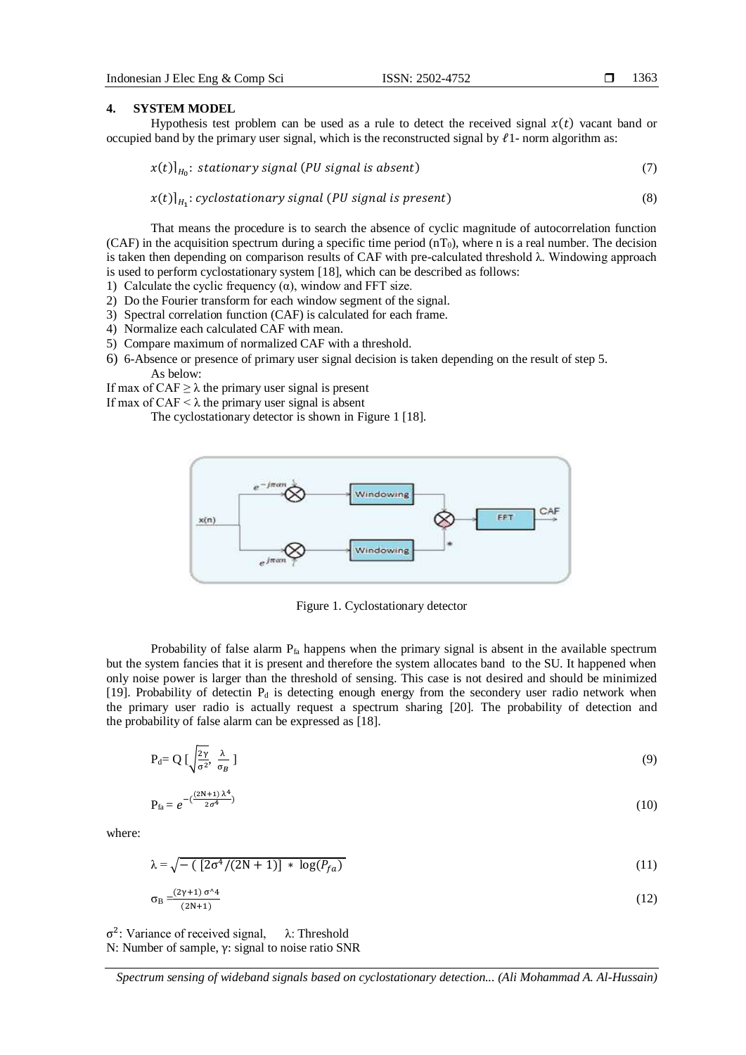## 4. SYSTEM MODEL

Hypothesis test problem can be used as a rule to detect the received signal $x(t)$ vacant band or occupied band by the primary user signal, which is the reconstructed signal by $\ell 1$- norm algorithm as:

$$x(t)|_{H_0}: \; stationary\ signal\ (PU\ signal\ is\ absent) \tag{7}$$

$$x(t)|_{H_1}: cyclostationary\ signal\ (PU\ signal\ is\ present) \tag{8}$$

That means the procedure is to search the absence of cyclic magnitude of autocorrelation function (CAF) in the acquisition spectrum during a specific time period ($nT_0$), where n is a real number. The decision is taken then depending on comparison results of CAF with pre-calculated threshold λ. Windowing approach is used to perform cyclostationary system [18], which can be described as follows:

1) Calculate the cyclic frequency (α), window and FFT size.
2) Do the Fourier transform for each window segment of the signal.
3) Spectral correlation function (CAF) is calculated for each frame.
4) Normalize each calculated CAF with mean.
5) Compare maximum of normalized CAF with a threshold.
6) 6-Absence or presence of primary user signal decision is taken depending on the result of step 5.

As below:

If max of CAF ≥ λ the primary user signal is present

If max of CAF < λ the primary user signal is absent

The cyclostationary detector is shown in Figure 1 [18].

Figure 1. Cyclostationary detector

Probability of false alarm $P_{fa}$ happens when the primary signal is absent in the available spectrum but the system fancies that it is present and therefore the system allocates band to the SU. It happened when only noise power is larger than the threshold of sensing. This case is not desired and should be minimized [19]. Probability of detectin $P_d$ is detecting enough energy from the secondery user radio network when the primary user radio is actually request a spectrum sharing [20]. The probability of detection and the probability of false alarm can be expressed as [18].

$$P_d = Q\left[\sqrt{\frac{2\gamma}{\sigma^2}},\ \frac{\lambda}{\sigma_B}\right] \tag{9}$$

$$P_{fa} = e^{-\left(\frac{(2N+1)\,\lambda^4}{2\sigma^4}\right)} \tag{10}$$

where:

$$\lambda = \sqrt{-\left(\,[2\sigma^4/(2N+1)]\ *\ \log(P_{fa})\right)} \tag{11}$$

$$\sigma_B = \frac{(2\gamma+1)\ \sigma^{\wedge}4}{(2N+1)} \tag{12}$$

$\sigma^2$: Variance of received signal, λ: Threshold

N: Number of sample, γ: signal to noise ratio SNR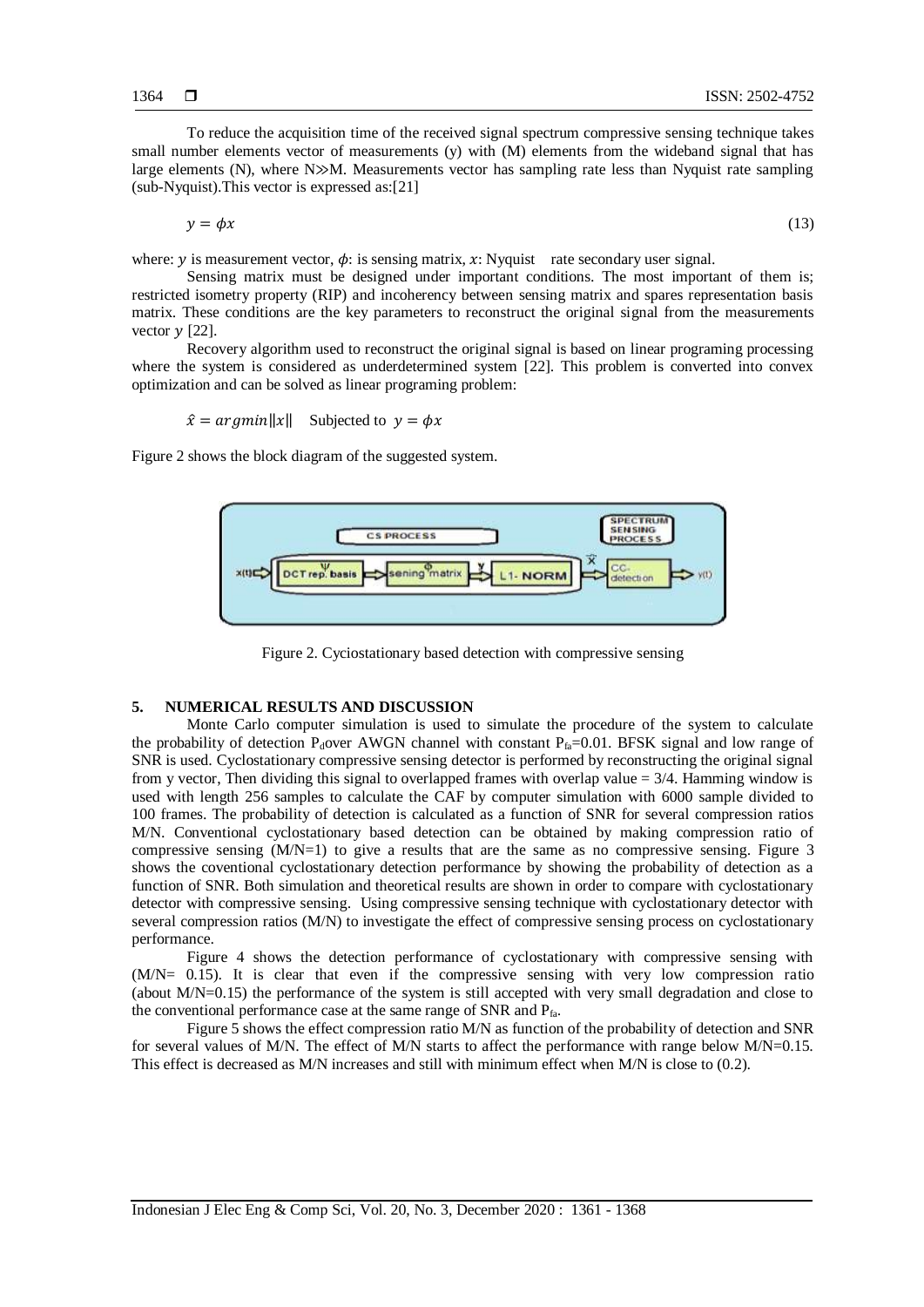To reduce the acquisition time of the received signal spectrum compressive sensing technique takes small number elements vector of measurements (y) with (M) elements from the wideband signal that has large elements (N), where N≫M. Measurements vector has sampling rate less than Nyquist rate sampling (sub-Nyquist).This vector is expressed as:[21]

$$y = \phi x \tag{13}$$

where: $y$ is measurement vector, $\phi$: is sensing matrix, $x$: Nyquist rate secondary user signal.

Sensing matrix must be designed under important conditions. The most important of them is; restricted isometry property (RIP) and incoherency between sensing matrix and spares representation basis matrix. These conditions are the key parameters to reconstruct the original signal from the measurements vector $y$ [22].

Recovery algorithm used to reconstruct the original signal is based on linear programing processing where the system is considered as underdetermined system [22]. This problem is converted into convex optimization and can be solved as linear programing problem:

$$\hat{x} = argmin\|x\| \quad \text{Subjected to } \; y = \phi x$$

Figure 2 shows the block diagram of the suggested system.

Figure 2. Cyciostationary based detection with compressive sensing

## 5. NUMERICAL RESULTS AND DISCUSSION

Monte Carlo computer simulation is used to simulate the procedure of the system to calculate the probability of detection $P_d$over AWGN channel with constant $P_{fa}$=0.01. BFSK signal and low range of SNR is used. Cyclostationary compressive sensing detector is performed by reconstructing the original signal from y vector, Then dividing this signal to overlapped frames with overlap value = 3/4. Hamming window is used with length 256 samples to calculate the CAF by computer simulation with 6000 sample divided to 100 frames. The probability of detection is calculated as a function of SNR for several compression ratios M/N. Conventional cyclostationary based detection can be obtained by making compression ratio of compressive sensing (M/N=1) to give a results that are the same as no compressive sensing. Figure 3 shows the coventional cyclostationary detection performance by showing the probability of detection as a function of SNR. Both simulation and theoretical results are shown in order to compare with cyclostationary detector with compressive sensing. Using compressive sensing technique with cyclostationary detector with several compression ratios (M/N) to investigate the effect of compressive sensing process on cyclostationary performance.

Figure 4 shows the detection performance of cyclostationary with compressive sensing with (M/N= 0.15). It is clear that even if the compressive sensing with very low compression ratio (about M/N=0.15) the performance of the system is still accepted with very small degradation and close to the conventional performance case at the same range of SNR and $P_{fa}$.

Figure 5 shows the effect compression ratio M/N as function of the probability of detection and SNR for several values of M/N. The effect of M/N starts to affect the performance with range below M/N=0.15. This effect is decreased as M/N increases and still with minimum effect when M/N is close to (0.2).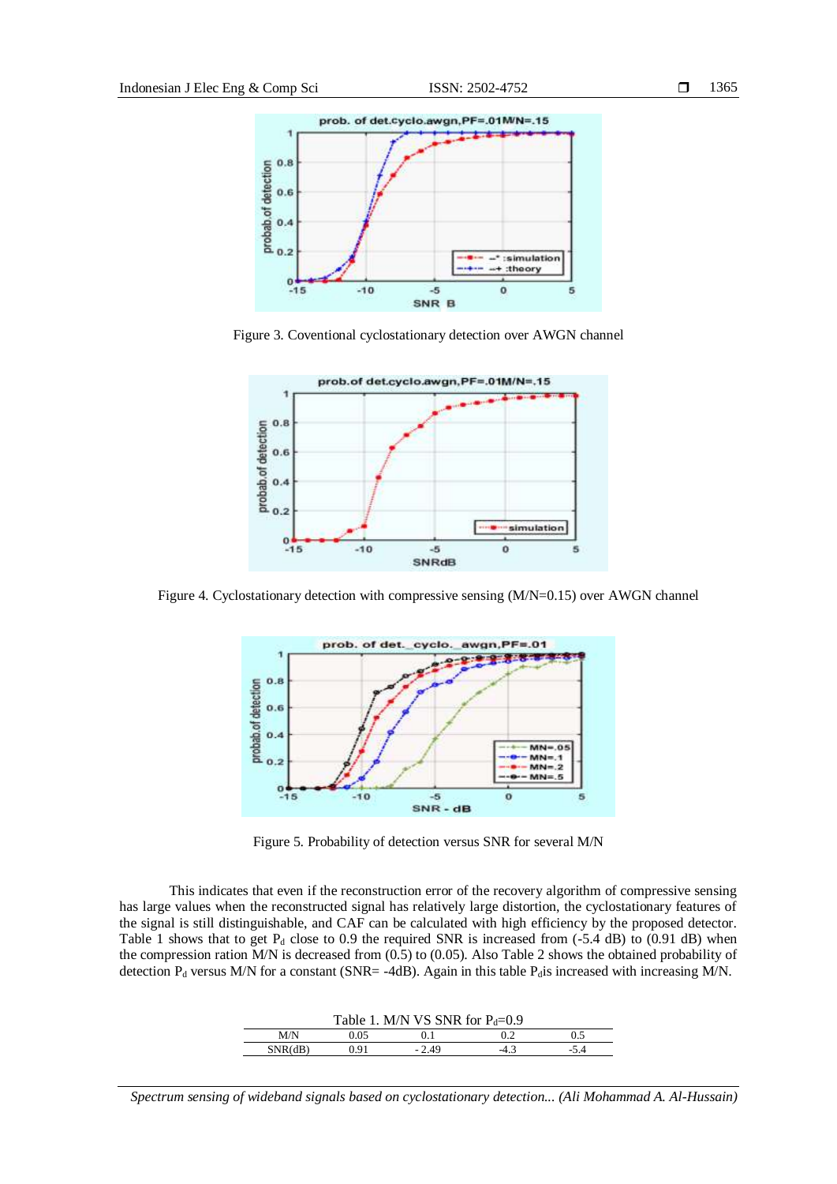Figure 3. Coventional cyclostationary detection over AWGN channel

Figure 4. Cyclostationary detection with compressive sensing (M/N=0.15) over AWGN channel

Figure 5. Probability of detection versus SNR for several M/N

This indicates that even if the reconstruction error of the recovery algorithm of compressive sensing has large values when the reconstructed signal has relatively large distortion, the cyclostationary features of the signal is still distinguishable, and CAF can be calculated with high efficiency by the proposed detector. Table 1 shows that to get $P_d$ close to 0.9 the required SNR is increased from (-5.4 dB) to (0.91 dB) when the compression ration M/N is decreased from (0.5) to (0.05). Also Table 2 shows the obtained probability of detection $P_d$ versus M/N for a constant (SNR= -4dB). Again in this table $P_d$is increased with increasing M/N.

Table 1. M/N VS SNR for $P_d$=0.9

| M/N | 0.05 | 0.1 | 0.2 | 0.5 |
|---|---|---|---|---|
| SNR(dB) | 0.91 | - 2.49 | -4.3 | -5.4 |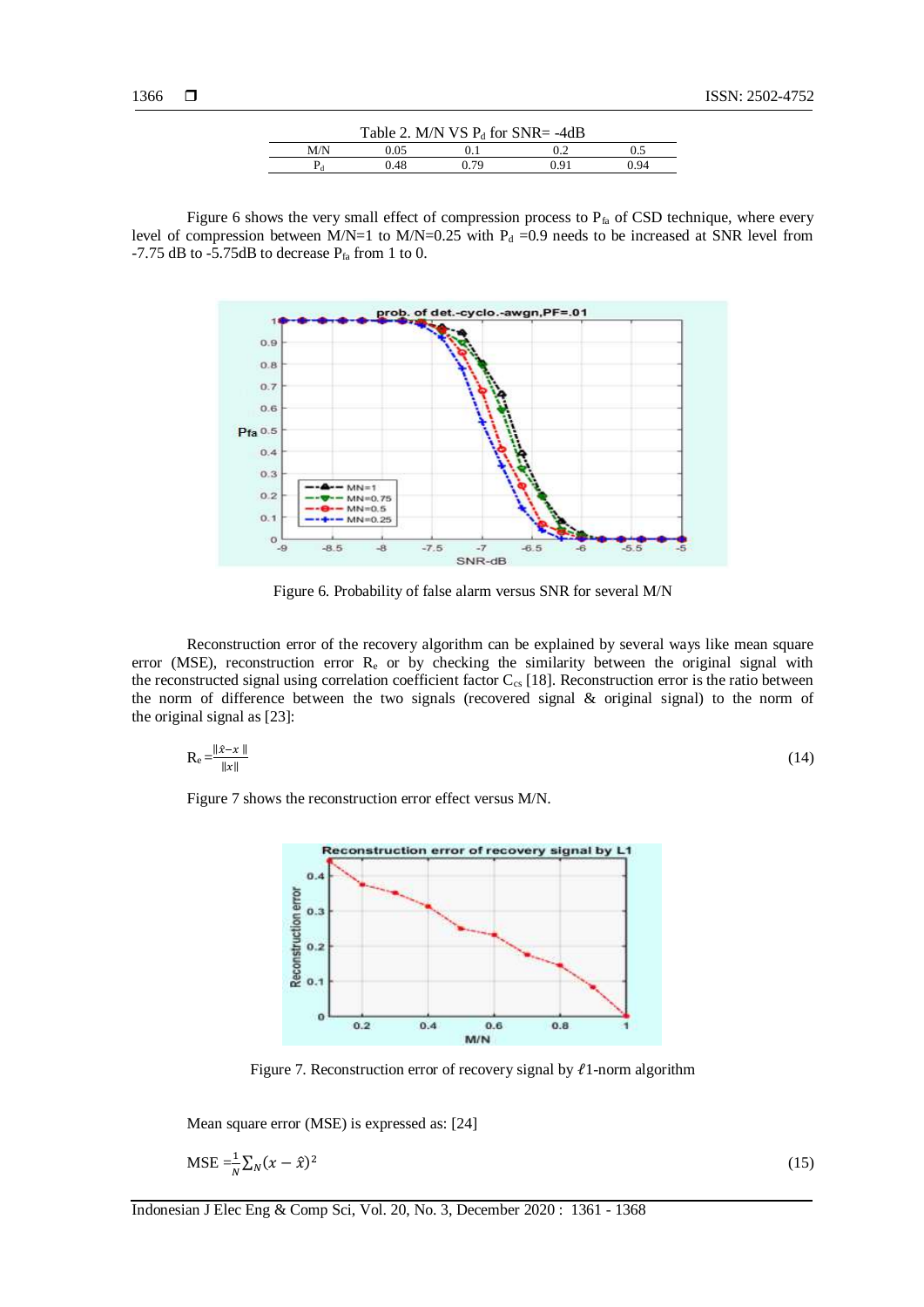Table 2. M/N VS $P_d$ for SNR= -4dB

| M/N | 0.05 | 0.1 | 0.2 | 0.5 |
|---|---|---|---|---|
| $P_d$ | 0.48 | 0.79 | 0.91 | 0.94 |

Figure 6 shows the very small effect of compression process to $P_{fa}$ of CSD technique, where every level of compression between M/N=1 to M/N=0.25 with $P_d$ =0.9 needs to be increased at SNR level from -7.75 dB to -5.75dB to decrease $P_{fa}$ from 1 to 0.

Figure 6. Probability of false alarm versus SNR for several M/N

Reconstruction error of the recovery algorithm can be explained by several ways like mean square error (MSE), reconstruction error $R_e$ or by checking the similarity between the original signal with the reconstructed signal using correlation coefficient factor $C_{cs}$ [18]. Reconstruction error is the ratio between the norm of difference between the two signals (recovered signal & original signal) to the norm of the original signal as [23]:

$$R_e = \frac{\|\hat{x} - x\|}{\|x\|} \tag{14}$$

Figure 7 shows the reconstruction error effect versus M/N.

Figure 7. Reconstruction error of recovery signal by $\ell$1-norm algorithm

Mean square error (MSE) is expressed as: [24]

$$\text{MSE} = \frac{1}{N} \sum_N (x - \hat{x})^2 \tag{15}$$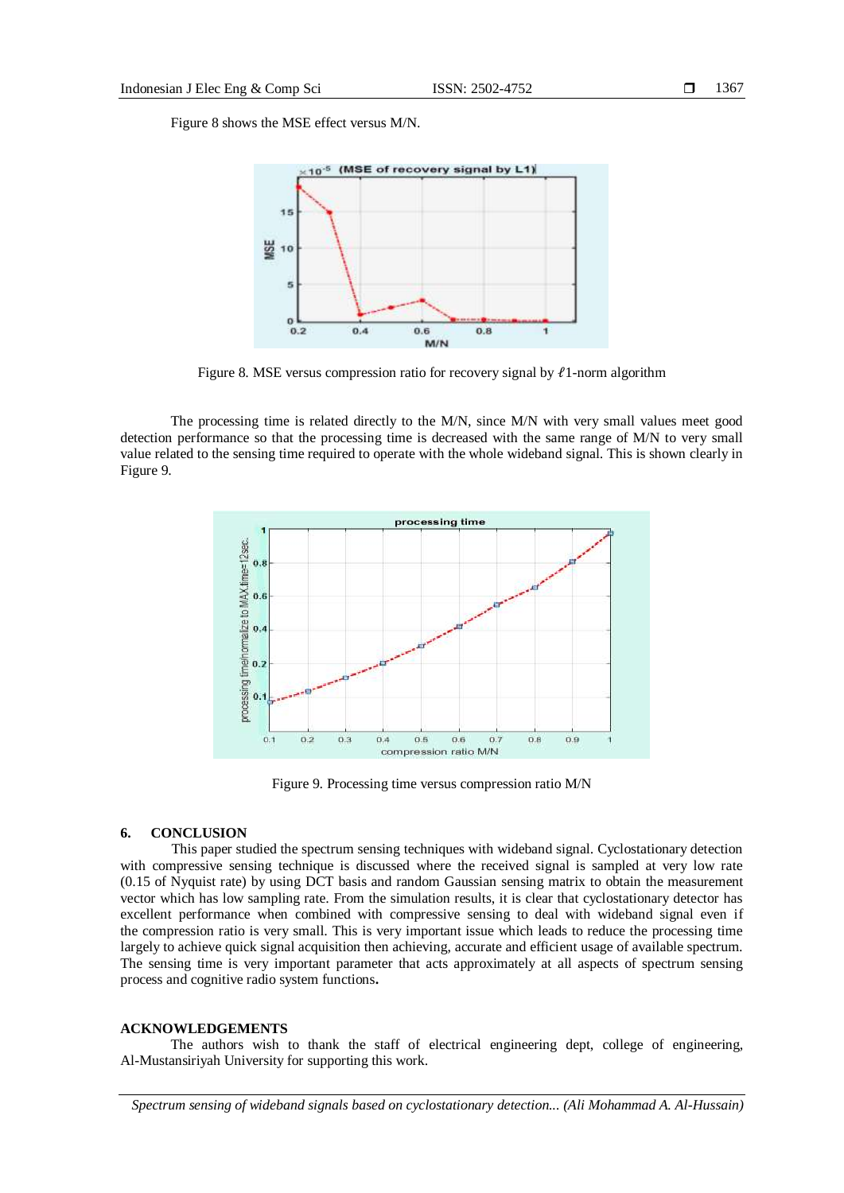Figure 8 shows the MSE effect versus M/N.

Figure 8. MSE versus compression ratio for recovery signal by $\ell$1-norm algorithm

The processing time is related directly to the M/N, since M/N with very small values meet good detection performance so that the processing time is decreased with the same range of M/N to very small value related to the sensing time required to operate with the whole wideband signal. This is shown clearly in Figure 9.

Figure 9. Processing time versus compression ratio M/N

## 6. CONCLUSION

This paper studied the spectrum sensing techniques with wideband signal. Cyclostationary detection with compressive sensing technique is discussed where the received signal is sampled at very low rate (0.15 of Nyquist rate) by using DCT basis and random Gaussian sensing matrix to obtain the measurement vector which has low sampling rate. From the simulation results, it is clear that cyclostationary detector has excellent performance when combined with compressive sensing to deal with wideband signal even if the compression ratio is very small. This is very important issue which leads to reduce the processing time largely to achieve quick signal acquisition then achieving, accurate and efficient usage of available spectrum. The sensing time is very important parameter that acts approximately at all aspects of spectrum sensing process and cognitive radio system functions**.**

## ACKNOWLEDGEMENTS

The authors wish to thank the staff of electrical engineering dept, college of engineering, Al-Mustansiriyah University for supporting this work.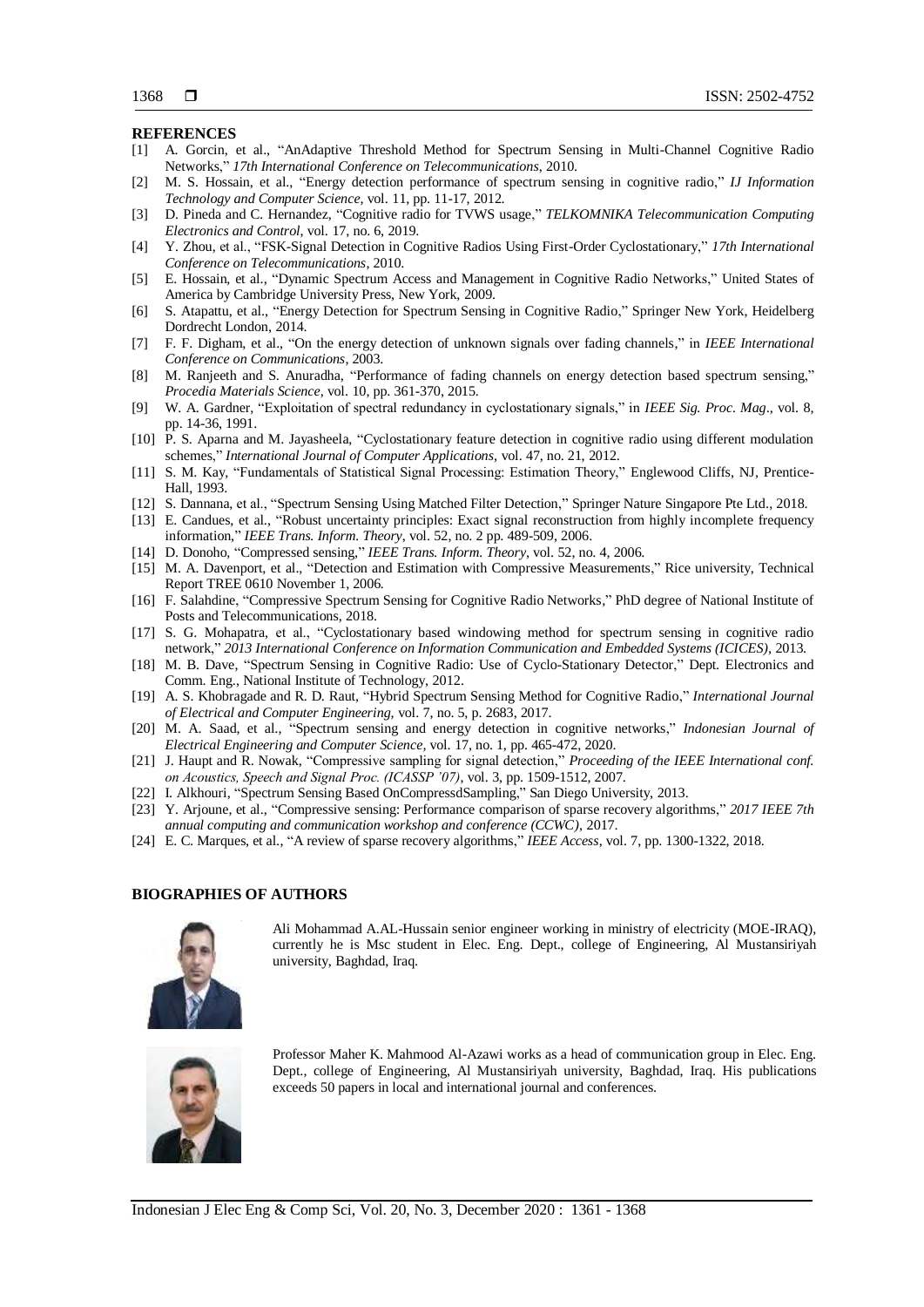## REFERENCES

[1] A. Gorcin, et al., "AnAdaptive Threshold Method for Spectrum Sensing in Multi-Channel Cognitive Radio Networks," *17th International Conference on Telecommunications*, 2010.

[2] M. S. Hossain, et al., "Energy detection performance of spectrum sensing in cognitive radio," *IJ Information Technology and Computer Science*, vol. 11, pp. 11-17, 2012.

[3] D. Pineda and C. Hernandez, "Cognitive radio for TVWS usage," *TELKOMNIKA Telecommunication Computing Electronics and Control*, vol. 17, no. 6, 2019.

[4] Y. Zhou, et al., "FSK-Signal Detection in Cognitive Radios Using First-Order Cyclostationary," *17th International Conference on Telecommunications*, 2010.

[5] E. Hossain, et al., "Dynamic Spectrum Access and Management in Cognitive Radio Networks," United States of America by Cambridge University Press, New York, 2009.

[6] S. Atapattu, et al., "Energy Detection for Spectrum Sensing in Cognitive Radio," Springer New York, Heidelberg Dordrecht London, 2014.

[7] F. F. Digham, et al., "On the energy detection of unknown signals over fading channels," in *IEEE International Conference on Communications*, 2003.

[8] M. Ranjeeth and S. Anuradha, "Performance of fading channels on energy detection based spectrum sensing," *Procedia Materials Science*, vol. 10, pp. 361-370, 2015.

[9] W. A. Gardner, "Exploitation of spectral redundancy in cyclostationary signals," in *IEEE Sig. Proc. Mag*., vol. 8, pp. 14-36, 1991.

[10] P. S. Aparna and M. Jayasheela, "Cyclostationary feature detection in cognitive radio using different modulation schemes," *International Journal of Computer Applications*, vol. 47, no. 21, 2012.

[11] S. M. Kay, "Fundamentals of Statistical Signal Processing: Estimation Theory," Englewood Cliffs, NJ, Prentice-Hall, 1993.

[12] S. Dannana, et al., "Spectrum Sensing Using Matched Filter Detection," Springer Nature Singapore Pte Ltd., 2018.

[13] E. Candues, et al., "Robust uncertainty principles: Exact signal reconstruction from highly incomplete frequency information," *IEEE Trans. Inform. Theory*, vol. 52, no. 2 pp. 489-509, 2006.

[14] D. Donoho, "Compressed sensing," *IEEE Trans. Inform. Theory*, vol. 52, no. 4, 2006.

[15] M. A. Davenport, et al., "Detection and Estimation with Compressive Measurements," Rice university, Technical Report TREE 0610 November 1, 2006.

[16] F. Salahdine, "Compressive Spectrum Sensing for Cognitive Radio Networks," PhD degree of National Institute of Posts and Telecommunications, 2018.

[17] S. G. Mohapatra, et al., "Cyclostationary based windowing method for spectrum sensing in cognitive radio network," *2013 International Conference on Information Communication and Embedded Systems (ICICES)*, 2013.

[18] M. B. Dave, "Spectrum Sensing in Cognitive Radio: Use of Cyclo-Stationary Detector," Dept. Electronics and Comm. Eng., National Institute of Technology, 2012.

[19] A. S. Khobragade and R. D. Raut, "Hybrid Spectrum Sensing Method for Cognitive Radio," *International Journal of Electrical and Computer Engineering*, vol. 7, no. 5, p. 2683, 2017.

[20] M. A. Saad, et al., "Spectrum sensing and energy detection in cognitive networks," *Indonesian Journal of Electrical Engineering and Computer Science*, vol. 17, no. 1, pp. 465-472, 2020.

[21] J. Haupt and R. Nowak, "Compressive sampling for signal detection," *Proceeding of the IEEE International conf. on Acoustics, Speech and Signal Proc. (ICASSP '07)*, vol. 3, pp. 1509-1512, 2007.

[22] I. Alkhouri, "Spectrum Sensing Based OnCompressdSampling," San Diego University, 2013.

[23] Y. Arjoune, et al., "Compressive sensing: Performance comparison of sparse recovery algorithms," *2017 IEEE 7th annual computing and communication workshop and conference (CCWC)*, 2017.

[24] E. C. Marques, et al., "A review of sparse recovery algorithms," *IEEE Access*, vol. 7, pp. 1300-1322, 2018.

## BIOGRAPHIES OF AUTHORS

Ali Mohammad A.AL-Hussain senior engineer working in ministry of electricity (MOE-IRAQ), currently he is Msc student in Elec. Eng. Dept., college of Engineering, Al Mustansiriyah university, Baghdad, Iraq.

Professor Maher K. Mahmood Al-Azawi works as a head of communication group in Elec. Eng. Dept., college of Engineering, Al Mustansiriyah university, Baghdad, Iraq. His publications exceeds 50 papers in local and international journal and conferences.